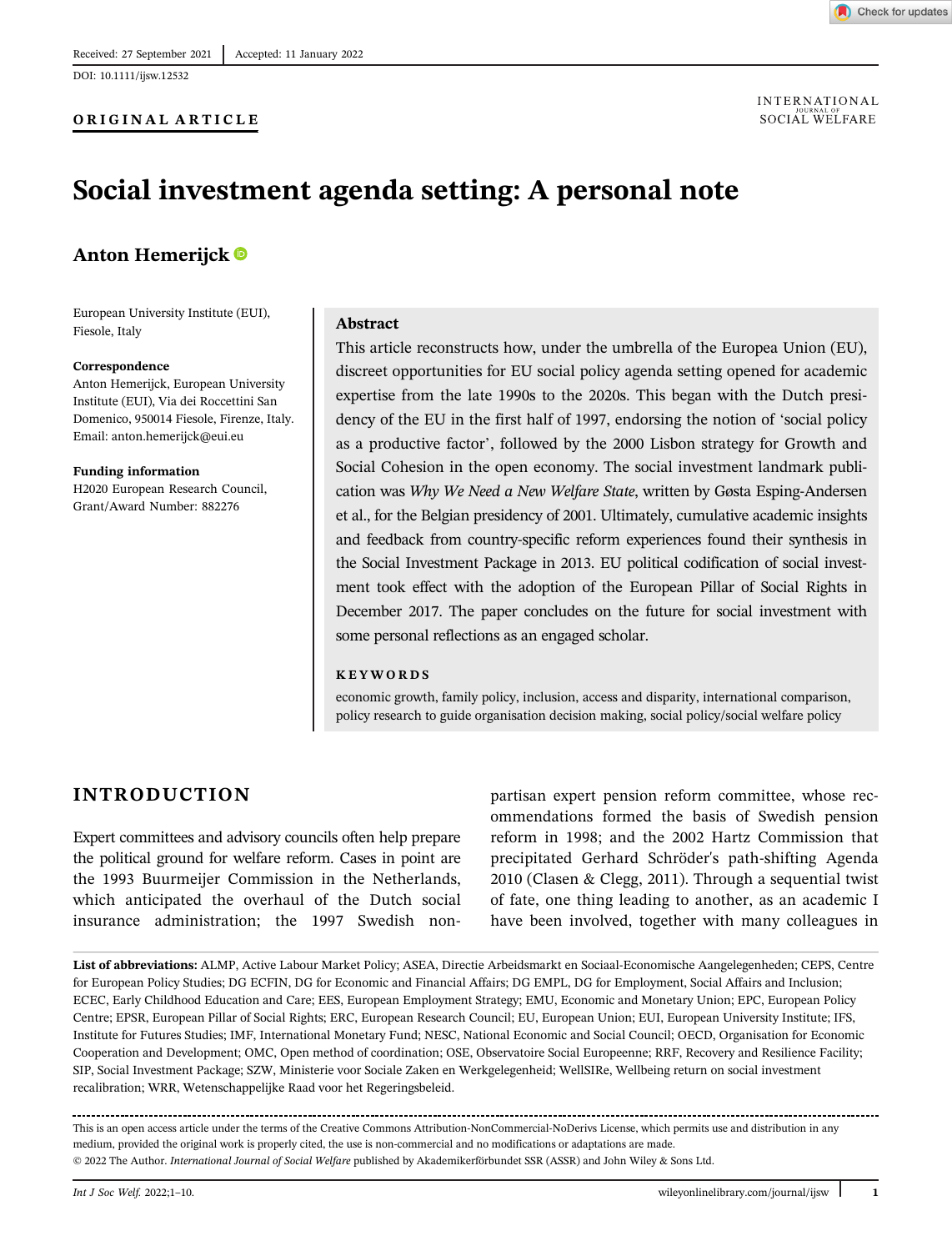Received: 27 September 2021 | Accepted: 11 January 2022

DOI: 10.1111/ijsw.12532

**ORIGINAL ARTICLE**

# Social investment agenda setting: A personal note

**Anton Hemerijck**

European University Institute (EUI), Fiesole, Italy

**Correspondence**
Anton Hemerijck, European University Institute (EUI), Via dei Roccettini San Domenico, 950014 Fiesole, Firenze, Italy.
Email: anton.hemerijck@eui.eu

**Funding information**
H2020 European Research Council, Grant/Award Number: 882276

## Abstract

This article reconstructs how, under the umbrella of the Europea Union (EU), discreet opportunities for EU social policy agenda setting opened for academic expertise from the late 1990s to the 2020s. This began with the Dutch presidency of the EU in the first half of 1997, endorsing the notion of 'social policy as a productive factor', followed by the 2000 Lisbon strategy for Growth and Social Cohesion in the open economy. The social investment landmark publication was *Why We Need a New Welfare State*, written by Gøsta Esping-Andersen et al., for the Belgian presidency of 2001. Ultimately, cumulative academic insights and feedback from country-specific reform experiences found their synthesis in the Social Investment Package in 2013. EU political codification of social investment took effect with the adoption of the European Pillar of Social Rights in December 2017. The paper concludes on the future for social investment with some personal reflections as an engaged scholar.

**KEYWORDS**

economic growth, family policy, inclusion, access and disparity, international comparison, policy research to guide organisation decision making, social policy/social welfare policy

## INTRODUCTION

Expert committees and advisory councils often help prepare the political ground for welfare reform. Cases in point are the 1993 Buurmeijer Commission in the Netherlands, which anticipated the overhaul of the Dutch social insurance administration; the 1997 Swedish non-partisan expert pension reform committee, whose recommendations formed the basis of Swedish pension reform in 1998; and the 2002 Hartz Commission that precipitated Gerhard Schröder's path-shifting Agenda 2010 (Clasen & Clegg, 2011). Through a sequential twist of fate, one thing leading to another, as an academic I have been involved, together with many colleagues in

---

**List of abbreviations:** ALMP, Active Labour Market Policy; ASEA, Directie Arbeidsmarkt en Sociaal-Economische Aangelegenheden; CEPS, Centre for European Policy Studies; DG ECFIN, DG for Economic and Financial Affairs; DG EMPL, DG for Employment, Social Affairs and Inclusion; ECEC, Early Childhood Education and Care; EES, European Employment Strategy; EMU, Economic and Monetary Union; EPC, European Policy Centre; EPSR, European Pillar of Social Rights; ERC, European Research Council; EU, European Union; EUI, European University Institute; IFS, Institute for Futures Studies; IMF, International Monetary Fund; NESC, National Economic and Social Council; OECD, Organisation for Economic Cooperation and Development; OMC, Open method of coordination; OSE, Observatoire Social Europeenne; RRF, Recovery and Resilience Facility; SIP, Social Investment Package; SZW, Ministerie voor Sociale Zaken en Werkgelegenheid; WellSIRe, Wellbeing return on social investment recalibration; WRR, Wetenschappelijke Raad voor het Regeringsbeleid.

This is an open access article under the terms of the Creative Commons Attribution-NonCommercial-NoDerivs License, which permits use and distribution in any medium, provided the original work is properly cited, the use is non-commercial and no modifications or adaptations are made.
© 2022 The Author. *International Journal of Social Welfare* published by Akademikerförbundet SSR (ASSR) and John Wiley & Sons Ltd.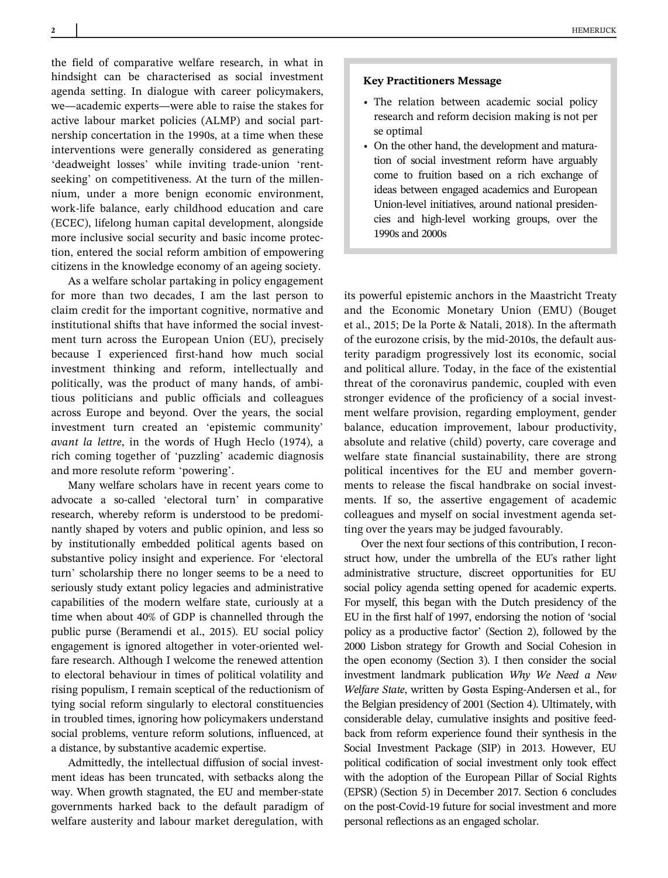the field of comparative welfare research, in what in hindsight can be characterised as social investment agenda setting. In dialogue with career policymakers, we—academic experts—were able to raise the stakes for active labour market policies (ALMP) and social partnership concertation in the 1990s, at a time when these interventions were generally considered as generating 'deadweight losses' while inviting trade-union 'rent-seeking' on competitiveness. At the turn of the millennium, under a more benign economic environment, work-life balance, early childhood education and care (ECEC), lifelong human capital development, alongside more inclusive social security and basic income protection, entered the social reform ambition of empowering citizens in the knowledge economy of an ageing society.

As a welfare scholar partaking in policy engagement for more than two decades, I am the last person to claim credit for the important cognitive, normative and institutional shifts that have informed the social investment turn across the European Union (EU), precisely because I experienced first-hand how much social investment thinking and reform, intellectually and politically, was the product of many hands, of ambitious politicians and public officials and colleagues across Europe and beyond. Over the years, the social investment turn created an 'epistemic community' *avant la lettre*, in the words of Hugh Heclo (1974), a rich coming together of 'puzzling' academic diagnosis and more resolute reform 'powering'.

Many welfare scholars have in recent years come to advocate a so-called 'electoral turn' in comparative research, whereby reform is understood to be predominantly shaped by voters and public opinion, and less so by institutionally embedded political agents based on substantive policy insight and experience. For 'electoral turn' scholarship there no longer seems to be a need to seriously study extant policy legacies and administrative capabilities of the modern welfare state, curiously at a time when about 40% of GDP is channelled through the public purse (Beramendi et al., 2015). EU social policy engagement is ignored altogether in voter-oriented welfare research. Although I welcome the renewed attention to electoral behaviour in times of political volatility and rising populism, I remain sceptical of the reductionism of tying social reform singularly to electoral constituencies in troubled times, ignoring how policymakers understand social problems, venture reform solutions, influenced, at a distance, by substantive academic expertise.

Admittedly, the intellectual diffusion of social investment ideas has been truncated, with setbacks along the way. When growth stagnated, the EU and member-state governments harked back to the default paradigm of welfare austerity and labour market deregulation, with its powerful epistemic anchors in the Maastricht Treaty and the Economic Monetary Union (EMU) (Bouget et al., 2015; De la Porte & Natali, 2018). In the aftermath of the eurozone crisis, by the mid-2010s, the default austerity paradigm progressively lost its economic, social and political allure. Today, in the face of the existential threat of the coronavirus pandemic, coupled with even stronger evidence of the proficiency of a social investment welfare provision, regarding employment, gender balance, education improvement, labour productivity, absolute and relative (child) poverty, care coverage and welfare state financial sustainability, there are strong political incentives for the EU and member governments to release the fiscal handbrake on social investments. If so, the assertive engagement of academic colleagues and myself on social investment agenda setting over the years may be judged favourably.

Over the next four sections of this contribution, I reconstruct how, under the umbrella of the EU's rather light administrative structure, discreet opportunities for EU social policy agenda setting opened for academic experts. For myself, this began with the Dutch presidency of the EU in the first half of 1997, endorsing the notion of 'social policy as a productive factor' (Section 2), followed by the 2000 Lisbon strategy for Growth and Social Cohesion in the open economy (Section 3). I then consider the social investment landmark publication *Why We Need a New Welfare State*, written by Gøsta Esping-Andersen et al., for the Belgian presidency of 2001 (Section 4). Ultimately, with considerable delay, cumulative insights and positive feedback from reform experience found their synthesis in the Social Investment Package (SIP) in 2013. However, EU political codification of social investment only took effect with the adoption of the European Pillar of Social Rights (EPSR) (Section 5) in December 2017. Section 6 concludes on the post-Covid-19 future for social investment and more personal reflections as an engaged scholar.

**Key Practitioners Message**

- The relation between academic social policy research and reform decision making is not per se optimal
- On the other hand, the development and maturation of social investment reform have arguably come to fruition based on a rich exchange of ideas between engaged academics and European Union-level initiatives, around national presidencies and high-level working groups, over the 1990s and 2000s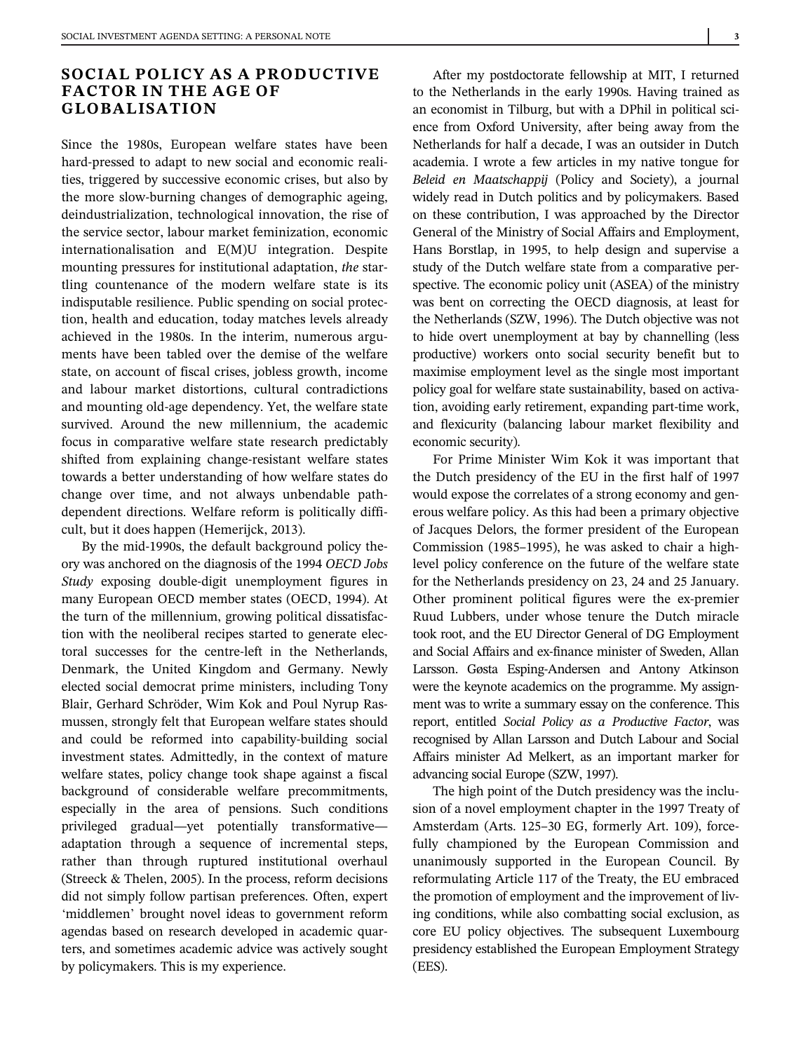## SOCIAL POLICY AS A PRODUCTIVE FACTOR IN THE AGE OF GLOBALISATION

Since the 1980s, European welfare states have been hard-pressed to adapt to new social and economic realities, triggered by successive economic crises, but also by the more slow-burning changes of demographic ageing, deindustrialization, technological innovation, the rise of the service sector, labour market feminization, economic internationalisation and E(M)U integration. Despite mounting pressures for institutional adaptation, *the* startling countenance of the modern welfare state is its indisputable resilience. Public spending on social protection, health and education, today matches levels already achieved in the 1980s. In the interim, numerous arguments have been tabled over the demise of the welfare state, on account of fiscal crises, jobless growth, income and labour market distortions, cultural contradictions and mounting old-age dependency. Yet, the welfare state survived. Around the new millennium, the academic focus in comparative welfare state research predictably shifted from explaining change-resistant welfare states towards a better understanding of how welfare states do change over time, and not always unbendable path-dependent directions. Welfare reform is politically difficult, but it does happen (Hemerijck, 2013).

By the mid-1990s, the default background policy theory was anchored on the diagnosis of the 1994 *OECD Jobs Study* exposing double-digit unemployment figures in many European OECD member states (OECD, 1994). At the turn of the millennium, growing political dissatisfaction with the neoliberal recipes started to generate electoral successes for the centre-left in the Netherlands, Denmark, the United Kingdom and Germany. Newly elected social democrat prime ministers, including Tony Blair, Gerhard Schröder, Wim Kok and Poul Nyrup Rasmussen, strongly felt that European welfare states should and could be reformed into capability-building social investment states. Admittedly, in the context of mature welfare states, policy change took shape against a fiscal background of considerable welfare precommitments, especially in the area of pensions. Such conditions privileged gradual—yet potentially transformative—adaptation through a sequence of incremental steps, rather than through ruptured institutional overhaul (Streeck & Thelen, 2005). In the process, reform decisions did not simply follow partisan preferences. Often, expert 'middlemen' brought novel ideas to government reform agendas based on research developed in academic quarters, and sometimes academic advice was actively sought by policymakers. This is my experience.

After my postdoctorate fellowship at MIT, I returned to the Netherlands in the early 1990s. Having trained as an economist in Tilburg, but with a DPhil in political science from Oxford University, after being away from the Netherlands for half a decade, I was an outsider in Dutch academia. I wrote a few articles in my native tongue for *Beleid en Maatschappij* (Policy and Society), a journal widely read in Dutch politics and by policymakers. Based on these contribution, I was approached by the Director General of the Ministry of Social Affairs and Employment, Hans Borstlap, in 1995, to help design and supervise a study of the Dutch welfare state from a comparative perspective. The economic policy unit (ASEA) of the ministry was bent on correcting the OECD diagnosis, at least for the Netherlands (SZW, 1996). The Dutch objective was not to hide overt unemployment at bay by channelling (less productive) workers onto social security benefit but to maximise employment level as the single most important policy goal for welfare state sustainability, based on activation, avoiding early retirement, expanding part-time work, and flexicurity (balancing labour market flexibility and economic security).

For Prime Minister Wim Kok it was important that the Dutch presidency of the EU in the first half of 1997 would expose the correlates of a strong economy and generous welfare policy. As this had been a primary objective of Jacques Delors, the former president of the European Commission (1985–1995), he was asked to chair a high-level policy conference on the future of the welfare state for the Netherlands presidency on 23, 24 and 25 January. Other prominent political figures were the ex-premier Ruud Lubbers, under whose tenure the Dutch miracle took root, and the EU Director General of DG Employment and Social Affairs and ex-finance minister of Sweden, Allan Larsson. Gøsta Esping-Andersen and Antony Atkinson were the keynote academics on the programme. My assignment was to write a summary essay on the conference. This report, entitled *Social Policy as a Productive Factor*, was recognised by Allan Larsson and Dutch Labour and Social Affairs minister Ad Melkert, as an important marker for advancing social Europe (SZW, 1997).

The high point of the Dutch presidency was the inclusion of a novel employment chapter in the 1997 Treaty of Amsterdam (Arts. 125–30 EG, formerly Art. 109), forcefully championed by the European Commission and unanimously supported in the European Council. By reformulating Article 117 of the Treaty, the EU embraced the promotion of employment and the improvement of living conditions, while also combatting social exclusion, as core EU policy objectives. The subsequent Luxembourg presidency established the European Employment Strategy (EES).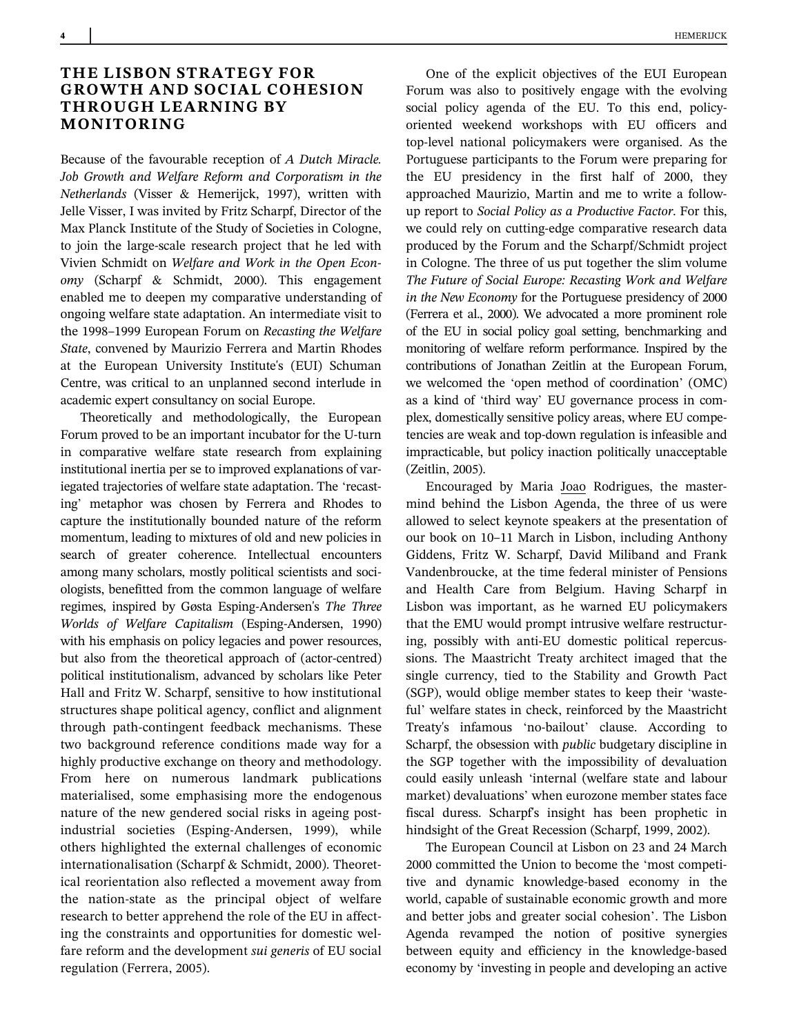## THE LISBON STRATEGY FOR GROWTH AND SOCIAL COHESION THROUGH LEARNING BY MONITORING

Because of the favourable reception of *A Dutch Miracle. Job Growth and Welfare Reform and Corporatism in the Netherlands* (Visser & Hemerijck, 1997), written with Jelle Visser, I was invited by Fritz Scharpf, Director of the Max Planck Institute of the Study of Societies in Cologne, to join the large-scale research project that he led with Vivien Schmidt on *Welfare and Work in the Open Economy* (Scharpf & Schmidt, 2000). This engagement enabled me to deepen my comparative understanding of ongoing welfare state adaptation. An intermediate visit to the 1998–1999 European Forum on *Recasting the Welfare State*, convened by Maurizio Ferrera and Martin Rhodes at the European University Institute's (EUI) Schuman Centre, was critical to an unplanned second interlude in academic expert consultancy on social Europe.

Theoretically and methodologically, the European Forum proved to be an important incubator for the U-turn in comparative welfare state research from explaining institutional inertia per se to improved explanations of variegated trajectories of welfare state adaptation. The 'recasting' metaphor was chosen by Ferrera and Rhodes to capture the institutionally bounded nature of the reform momentum, leading to mixtures of old and new policies in search of greater coherence. Intellectual encounters among many scholars, mostly political scientists and sociologists, benefitted from the common language of welfare regimes, inspired by Gøsta Esping-Andersen's *The Three Worlds of Welfare Capitalism* (Esping-Andersen, 1990) with his emphasis on policy legacies and power resources, but also from the theoretical approach of (actor-centred) political institutionalism, advanced by scholars like Peter Hall and Fritz W. Scharpf, sensitive to how institutional structures shape political agency, conflict and alignment through path-contingent feedback mechanisms. These two background reference conditions made way for a highly productive exchange on theory and methodology. From here on numerous landmark publications materialised, some emphasising more the endogenous nature of the new gendered social risks in ageing post-industrial societies (Esping-Andersen, 1999), while others highlighted the external challenges of economic internationalisation (Scharpf & Schmidt, 2000). Theoretical reorientation also reflected a movement away from the nation-state as the principal object of welfare research to better apprehend the role of the EU in affecting the constraints and opportunities for domestic welfare reform and the development *sui generis* of EU social regulation (Ferrera, 2005).

One of the explicit objectives of the EUI European Forum was also to positively engage with the evolving social policy agenda of the EU. To this end, policy-oriented weekend workshops with EU officers and top-level national policymakers were organised. As the Portuguese participants to the Forum were preparing for the EU presidency in the first half of 2000, they approached Maurizio, Martin and me to write a follow-up report to *Social Policy as a Productive Factor*. For this, we could rely on cutting-edge comparative research data produced by the Forum and the Scharpf/Schmidt project in Cologne. The three of us put together the slim volume *The Future of Social Europe: Recasting Work and Welfare in the New Economy* for the Portuguese presidency of 2000 (Ferrera et al., 2000). We advocated a more prominent role of the EU in social policy goal setting, benchmarking and monitoring of welfare reform performance. Inspired by the contributions of Jonathan Zeitlin at the European Forum, we welcomed the 'open method of coordination' (OMC) as a kind of 'third way' EU governance process in complex, domestically sensitive policy areas, where EU competencies are weak and top-down regulation is infeasible and impracticable, but policy inaction politically unacceptable (Zeitlin, 2005).

Encouraged by Maria Joao Rodrigues, the mastermind behind the Lisbon Agenda, the three of us were allowed to select keynote speakers at the presentation of our book on 10–11 March in Lisbon, including Anthony Giddens, Fritz W. Scharpf, David Miliband and Frank Vandenbroucke, at the time federal minister of Pensions and Health Care from Belgium. Having Scharpf in Lisbon was important, as he warned EU policymakers that the EMU would prompt intrusive welfare restructuring, possibly with anti-EU domestic political repercussions. The Maastricht Treaty architect imaged that the single currency, tied to the Stability and Growth Pact (SGP), would oblige member states to keep their 'wasteful' welfare states in check, reinforced by the Maastricht Treaty's infamous 'no-bailout' clause. According to Scharpf, the obsession with *public* budgetary discipline in the SGP together with the impossibility of devaluation could easily unleash 'internal (welfare state and labour market) devaluations' when eurozone member states face fiscal duress. Scharpf's insight has been prophetic in hindsight of the Great Recession (Scharpf, 1999, 2002).

The European Council at Lisbon on 23 and 24 March 2000 committed the Union to become the 'most competitive and dynamic knowledge-based economy in the world, capable of sustainable economic growth and more and better jobs and greater social cohesion'. The Lisbon Agenda revamped the notion of positive synergies between equity and efficiency in the knowledge-based economy by 'investing in people and developing an active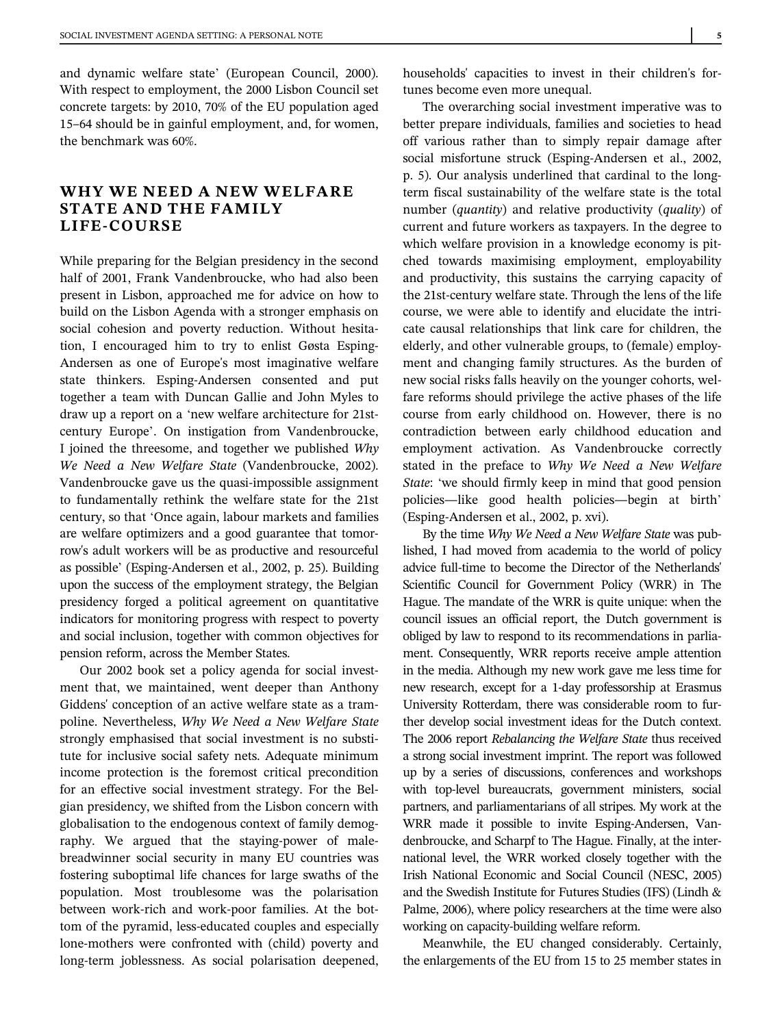and dynamic welfare state' (European Council, 2000). With respect to employment, the 2000 Lisbon Council set concrete targets: by 2010, 70% of the EU population aged 15–64 should be in gainful employment, and, for women, the benchmark was 60%.

## WHY WE NEED A NEW WELFARE STATE AND THE FAMILY LIFE-COURSE

While preparing for the Belgian presidency in the second half of 2001, Frank Vandenbroucke, who had also been present in Lisbon, approached me for advice on how to build on the Lisbon Agenda with a stronger emphasis on social cohesion and poverty reduction. Without hesitation, I encouraged him to try to enlist Gøsta Esping-Andersen as one of Europe's most imaginative welfare state thinkers. Esping-Andersen consented and put together a team with Duncan Gallie and John Myles to draw up a report on a 'new welfare architecture for 21st-century Europe'. On instigation from Vandenbroucke, I joined the threesome, and together we published *Why We Need a New Welfare State* (Vandenbroucke, 2002). Vandenbroucke gave us the quasi-impossible assignment to fundamentally rethink the welfare state for the 21st century, so that 'Once again, labour markets and families are welfare optimizers and a good guarantee that tomorrow's adult workers will be as productive and resourceful as possible' (Esping-Andersen et al., 2002, p. 25). Building upon the success of the employment strategy, the Belgian presidency forged a political agreement on quantitative indicators for monitoring progress with respect to poverty and social inclusion, together with common objectives for pension reform, across the Member States.

Our 2002 book set a policy agenda for social investment that, we maintained, went deeper than Anthony Giddens' conception of an active welfare state as a trampoline. Nevertheless, *Why We Need a New Welfare State* strongly emphasised that social investment is no substitute for inclusive social safety nets. Adequate minimum income protection is the foremost critical precondition for an effective social investment strategy. For the Belgian presidency, we shifted from the Lisbon concern with globalisation to the endogenous context of family demography. We argued that the staying-power of male-breadwinner social security in many EU countries was fostering suboptimal life chances for large swaths of the population. Most troublesome was the polarisation between work-rich and work-poor families. At the bottom of the pyramid, less-educated couples and especially lone-mothers were confronted with (child) poverty and long-term joblessness. As social polarisation deepened, households' capacities to invest in their children's fortunes become even more unequal.

The overarching social investment imperative was to better prepare individuals, families and societies to head off various rather than to simply repair damage after social misfortune struck (Esping-Andersen et al., 2002, p. 5). Our analysis underlined that cardinal to the long-term fiscal sustainability of the welfare state is the total number (*quantity*) and relative productivity (*quality*) of current and future workers as taxpayers. In the degree to which welfare provision in a knowledge economy is pitched towards maximising employment, employability and productivity, this sustains the carrying capacity of the 21st-century welfare state. Through the lens of the life course, we were able to identify and elucidate the intricate causal relationships that link care for children, the elderly, and other vulnerable groups, to (female) employment and changing family structures. As the burden of new social risks falls heavily on the younger cohorts, welfare reforms should privilege the active phases of the life course from early childhood on. However, there is no contradiction between early childhood education and employment activation. As Vandenbroucke correctly stated in the preface to *Why We Need a New Welfare State*: 'we should firmly keep in mind that good pension policies—like good health policies—begin at birth' (Esping-Andersen et al., 2002, p. xvi).

By the time *Why We Need a New Welfare State* was published, I had moved from academia to the world of policy advice full-time to become the Director of the Netherlands' Scientific Council for Government Policy (WRR) in The Hague. The mandate of the WRR is quite unique: when the council issues an official report, the Dutch government is obliged by law to respond to its recommendations in parliament. Consequently, WRR reports receive ample attention in the media. Although my new work gave me less time for new research, except for a 1-day professorship at Erasmus University Rotterdam, there was considerable room to further develop social investment ideas for the Dutch context. The 2006 report *Rebalancing the Welfare State* thus received a strong social investment imprint. The report was followed up by a series of discussions, conferences and workshops with top-level bureaucrats, government ministers, social partners, and parliamentarians of all stripes. My work at the WRR made it possible to invite Esping-Andersen, Vandenbroucke, and Scharpf to The Hague. Finally, at the international level, the WRR worked closely together with the Irish National Economic and Social Council (NESC, 2005) and the Swedish Institute for Futures Studies (IFS) (Lindh & Palme, 2006), where policy researchers at the time were also working on capacity-building welfare reform.

Meanwhile, the EU changed considerably. Certainly, the enlargements of the EU from 15 to 25 member states in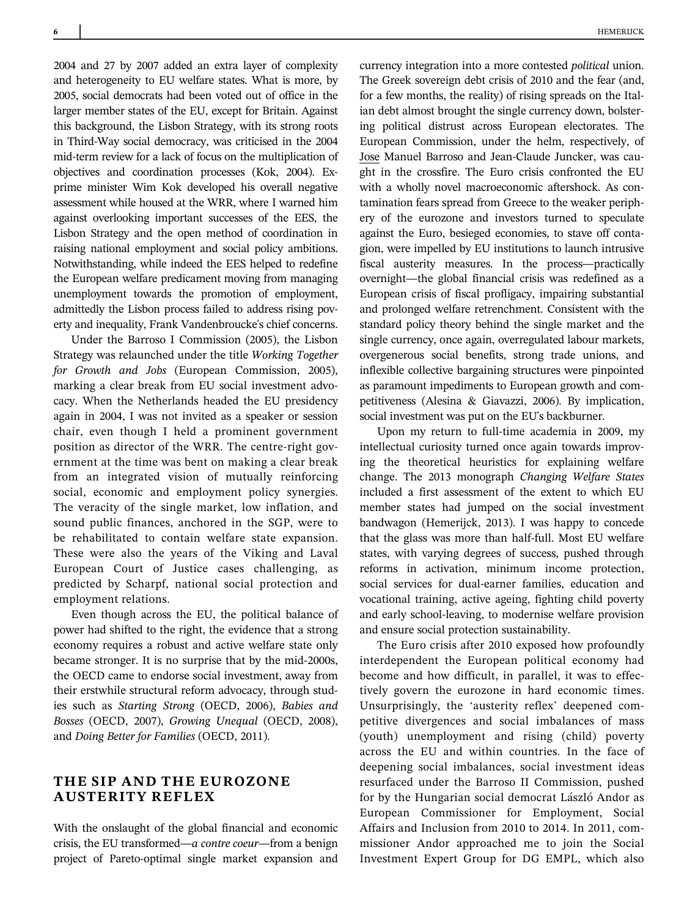2004 and 27 by 2007 added an extra layer of complexity and heterogeneity to EU welfare states. What is more, by 2005, social democrats had been voted out of office in the larger member states of the EU, except for Britain. Against this background, the Lisbon Strategy, with its strong roots in Third-Way social democracy, was criticised in the 2004 mid-term review for a lack of focus on the multiplication of objectives and coordination processes (Kok, 2004). Ex-prime minister Wim Kok developed his overall negative assessment while housed at the WRR, where I warned him against overlooking important successes of the EES, the Lisbon Strategy and the open method of coordination in raising national employment and social policy ambitions. Notwithstanding, while indeed the EES helped to redefine the European welfare predicament moving from managing unemployment towards the promotion of employment, admittedly the Lisbon process failed to address rising poverty and inequality, Frank Vandenbroucke's chief concerns.

Under the Barroso I Commission (2005), the Lisbon Strategy was relaunched under the title *Working Together for Growth and Jobs* (European Commission, 2005), marking a clear break from EU social investment advocacy. When the Netherlands headed the EU presidency again in 2004, I was not invited as a speaker or session chair, even though I held a prominent government position as director of the WRR. The centre-right government at the time was bent on making a clear break from an integrated vision of mutually reinforcing social, economic and employment policy synergies. The veracity of the single market, low inflation, and sound public finances, anchored in the SGP, were to be rehabilitated to contain welfare state expansion. These were also the years of the Viking and Laval European Court of Justice cases challenging, as predicted by Scharpf, national social protection and employment relations.

Even though across the EU, the political balance of power had shifted to the right, the evidence that a strong economy requires a robust and active welfare state only became stronger. It is no surprise that by the mid-2000s, the OECD came to endorse social investment, away from their erstwhile structural reform advocacy, through studies such as *Starting Strong* (OECD, 2006), *Babies and Bosses* (OECD, 2007), *Growing Unequal* (OECD, 2008), and *Doing Better for Families* (OECD, 2011).

## THE SIP AND THE EUROZONE AUSTERITY REFLEX

With the onslaught of the global financial and economic crisis, the EU transformed—*a contre coeur*—from a benign project of Pareto-optimal single market expansion and currency integration into a more contested *political* union. The Greek sovereign debt crisis of 2010 and the fear (and, for a few months, the reality) of rising spreads on the Italian debt almost brought the single currency down, bolstering political distrust across European electorates. The European Commission, under the helm, respectively, of Jose Manuel Barroso and Jean-Claude Juncker, was caught in the crossfire. The Euro crisis confronted the EU with a wholly novel macroeconomic aftershock. As contamination fears spread from Greece to the weaker periphery of the eurozone and investors turned to speculate against the Euro, besieged economies, to stave off contagion, were impelled by EU institutions to launch intrusive fiscal austerity measures. In the process—practically overnight—the global financial crisis was redefined as a European crisis of fiscal profligacy, impairing substantial and prolonged welfare retrenchment. Consistent with the standard policy theory behind the single market and the single currency, once again, overregulated labour markets, overgenerous social benefits, strong trade unions, and inflexible collective bargaining structures were pinpointed as paramount impediments to European growth and competitiveness (Alesina & Giavazzi, 2006). By implication, social investment was put on the EU's backburner.

Upon my return to full-time academia in 2009, my intellectual curiosity turned once again towards improving the theoretical heuristics for explaining welfare change. The 2013 monograph *Changing Welfare States* included a first assessment of the extent to which EU member states had jumped on the social investment bandwagon (Hemerijck, 2013). I was happy to concede that the glass was more than half-full. Most EU welfare states, with varying degrees of success, pushed through reforms in activation, minimum income protection, social services for dual-earner families, education and vocational training, active ageing, fighting child poverty and early school-leaving, to modernise welfare provision and ensure social protection sustainability.

The Euro crisis after 2010 exposed how profoundly interdependent the European political economy had become and how difficult, in parallel, it was to effectively govern the eurozone in hard economic times. Unsurprisingly, the 'austerity reflex' deepened competitive divergences and social imbalances of mass (youth) unemployment and rising (child) poverty across the EU and within countries. In the face of deepening social imbalances, social investment ideas resurfaced under the Barroso II Commission, pushed for by the Hungarian social democrat László Andor as European Commissioner for Employment, Social Affairs and Inclusion from 2010 to 2014. In 2011, commissioner Andor approached me to join the Social Investment Expert Group for DG EMPL, which also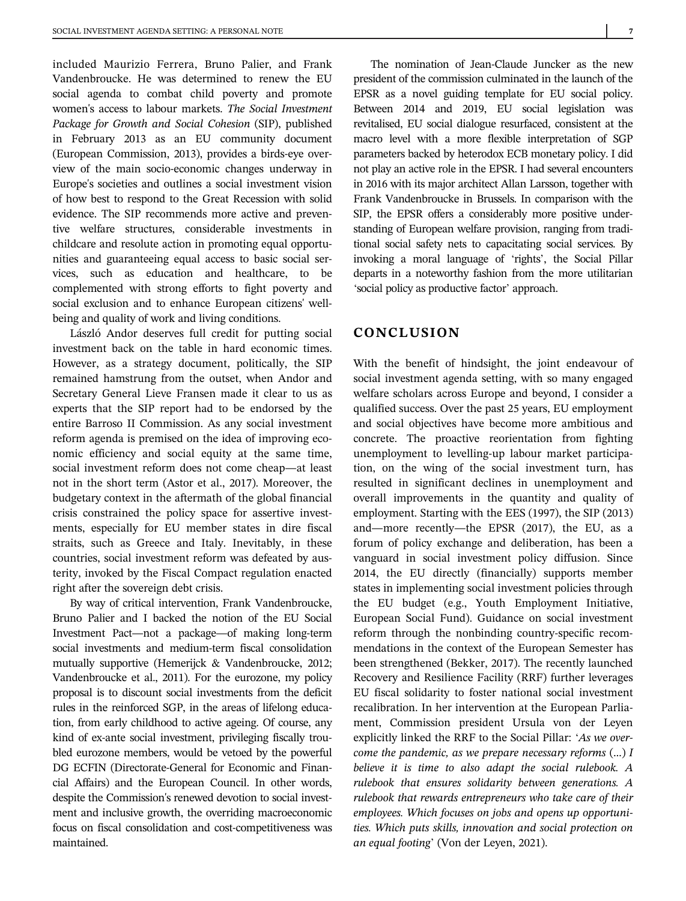included Maurizio Ferrera, Bruno Palier, and Frank Vandenbroucke. He was determined to renew the EU social agenda to combat child poverty and promote women's access to labour markets. *The Social Investment Package for Growth and Social Cohesion* (SIP), published in February 2013 as an EU community document (European Commission, 2013), provides a birds-eye overview of the main socio-economic changes underway in Europe's societies and outlines a social investment vision of how best to respond to the Great Recession with solid evidence. The SIP recommends more active and preventive welfare structures, considerable investments in childcare and resolute action in promoting equal opportunities and guaranteeing equal access to basic social services, such as education and healthcare, to be complemented with strong efforts to fight poverty and social exclusion and to enhance European citizens' well-being and quality of work and living conditions.

László Andor deserves full credit for putting social investment back on the table in hard economic times. However, as a strategy document, politically, the SIP remained hamstrung from the outset, when Andor and Secretary General Lieve Fransen made it clear to us as experts that the SIP report had to be endorsed by the entire Barroso II Commission. As any social investment reform agenda is premised on the idea of improving economic efficiency and social equity at the same time, social investment reform does not come cheap—at least not in the short term (Astor et al., 2017). Moreover, the budgetary context in the aftermath of the global financial crisis constrained the policy space for assertive investments, especially for EU member states in dire fiscal straits, such as Greece and Italy. Inevitably, in these countries, social investment reform was defeated by austerity, invoked by the Fiscal Compact regulation enacted right after the sovereign debt crisis.

By way of critical intervention, Frank Vandenbroucke, Bruno Palier and I backed the notion of the EU Social Investment Pact—not a package—of making long-term social investments and medium-term fiscal consolidation mutually supportive (Hemerijck & Vandenbroucke, 2012; Vandenbroucke et al., 2011). For the eurozone, my policy proposal is to discount social investments from the deficit rules in the reinforced SGP, in the areas of lifelong education, from early childhood to active ageing. Of course, any kind of ex-ante social investment, privileging fiscally troubled eurozone members, would be vetoed by the powerful DG ECFIN (Directorate-General for Economic and Financial Affairs) and the European Council. In other words, despite the Commission's renewed devotion to social investment and inclusive growth, the overriding macroeconomic focus on fiscal consolidation and cost-competitiveness was maintained.

The nomination of Jean-Claude Juncker as the new president of the commission culminated in the launch of the EPSR as a novel guiding template for EU social policy. Between 2014 and 2019, EU social legislation was revitalised, EU social dialogue resurfaced, consistent at the macro level with a more flexible interpretation of SGP parameters backed by heterodox ECB monetary policy. I did not play an active role in the EPSR. I had several encounters in 2016 with its major architect Allan Larsson, together with Frank Vandenbroucke in Brussels. In comparison with the SIP, the EPSR offers a considerably more positive understanding of European welfare provision, ranging from traditional social safety nets to capacitating social services. By invoking a moral language of 'rights', the Social Pillar departs in a noteworthy fashion from the more utilitarian 'social policy as productive factor' approach.

## CONCLUSION

With the benefit of hindsight, the joint endeavour of social investment agenda setting, with so many engaged welfare scholars across Europe and beyond, I consider a qualified success. Over the past 25 years, EU employment and social objectives have become more ambitious and concrete. The proactive reorientation from fighting unemployment to levelling-up labour market participation, on the wing of the social investment turn, has resulted in significant declines in unemployment and overall improvements in the quantity and quality of employment. Starting with the EES (1997), the SIP (2013) and—more recently—the EPSR (2017), the EU, as a forum of policy exchange and deliberation, has been a vanguard in social investment policy diffusion. Since 2014, the EU directly (financially) supports member states in implementing social investment policies through the EU budget (e.g., Youth Employment Initiative, European Social Fund). Guidance on social investment reform through the nonbinding country-specific recommendations in the context of the European Semester has been strengthened (Bekker, 2017). The recently launched Recovery and Resilience Facility (RRF) further leverages EU fiscal solidarity to foster national social investment recalibration. In her intervention at the European Parliament, Commission president Ursula von der Leyen explicitly linked the RRF to the Social Pillar: '*As we overcome the pandemic, as we prepare necessary reforms (...) I believe it is time to also adapt the social rulebook. A rulebook that ensures solidarity between generations. A rulebook that rewards entrepreneurs who take care of their employees. Which focuses on jobs and opens up opportunities. Which puts skills, innovation and social protection on an equal footing*' (Von der Leyen, 2021).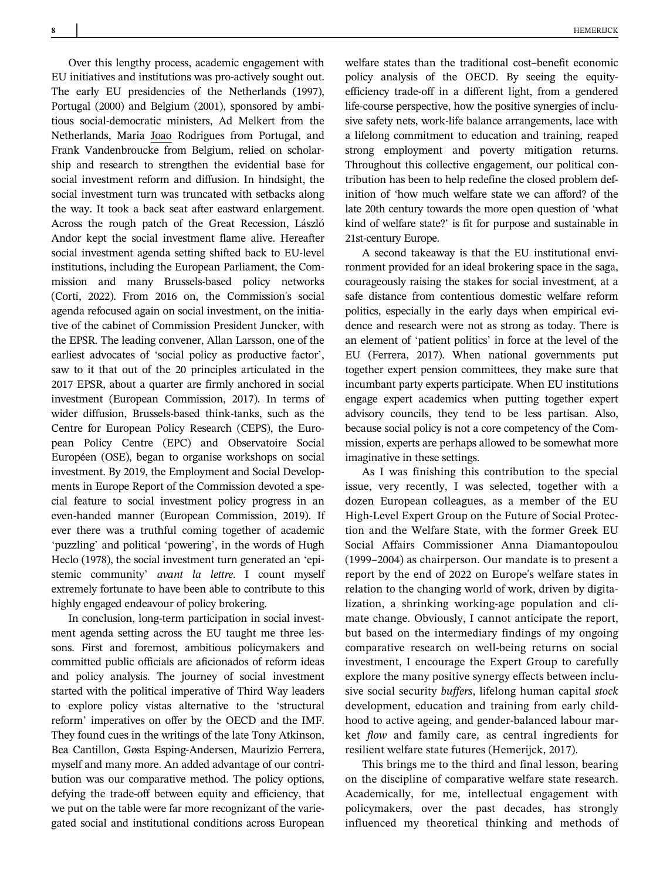Over this lengthy process, academic engagement with EU initiatives and institutions was pro-actively sought out. The early EU presidencies of the Netherlands (1997), Portugal (2000) and Belgium (2001), sponsored by ambitious social-democratic ministers, Ad Melkert from the Netherlands, Maria Joao Rodrigues from Portugal, and Frank Vandenbroucke from Belgium, relied on scholarship and research to strengthen the evidential base for social investment reform and diffusion. In hindsight, the social investment turn was truncated with setbacks along the way. It took a back seat after eastward enlargement. Across the rough patch of the Great Recession, László Andor kept the social investment flame alive. Hereafter social investment agenda setting shifted back to EU-level institutions, including the European Parliament, the Commission and many Brussels-based policy networks (Corti, 2022). From 2016 on, the Commission's social agenda refocused again on social investment, on the initiative of the cabinet of Commission President Juncker, with the EPSR. The leading convener, Allan Larsson, one of the earliest advocates of 'social policy as productive factor', saw to it that out of the 20 principles articulated in the 2017 EPSR, about a quarter are firmly anchored in social investment (European Commission, 2017). In terms of wider diffusion, Brussels-based think-tanks, such as the Centre for European Policy Research (CEPS), the European Policy Centre (EPC) and Observatoire Social Européen (OSE), began to organise workshops on social investment. By 2019, the Employment and Social Developments in Europe Report of the Commission devoted a special feature to social investment policy progress in an even-handed manner (European Commission, 2019). If ever there was a truthful coming together of academic 'puzzling' and political 'powering', in the words of Hugh Heclo (1978), the social investment turn generated an 'epistemic community' *avant la lettre*. I count myself extremely fortunate to have been able to contribute to this highly engaged endeavour of policy brokering.

In conclusion, long-term participation in social investment agenda setting across the EU taught me three lessons. First and foremost, ambitious policymakers and committed public officials are aficionados of reform ideas and policy analysis. The journey of social investment started with the political imperative of Third Way leaders to explore policy vistas alternative to the 'structural reform' imperatives on offer by the OECD and the IMF. They found cues in the writings of the late Tony Atkinson, Bea Cantillon, Gøsta Esping-Andersen, Maurizio Ferrera, myself and many more. An added advantage of our contribution was our comparative method. The policy options, defying the trade-off between equity and efficiency, that we put on the table were far more recognizant of the variegated social and institutional conditions across European welfare states than the traditional cost–benefit economic policy analysis of the OECD. By seeing the equity-efficiency trade-off in a different light, from a gendered life-course perspective, how the positive synergies of inclusive safety nets, work-life balance arrangements, lace with a lifelong commitment to education and training, reaped strong employment and poverty mitigation returns. Throughout this collective engagement, our political contribution has been to help redefine the closed problem definition of 'how much welfare state we can afford? of the late 20th century towards the more open question of 'what kind of welfare state?' is fit for purpose and sustainable in 21st-century Europe.

A second takeaway is that the EU institutional environment provided for an ideal brokering space in the saga, courageously raising the stakes for social investment, at a safe distance from contentious domestic welfare reform politics, especially in the early days when empirical evidence and research were not as strong as today. There is an element of 'patient politics' in force at the level of the EU (Ferrera, 2017). When national governments put together expert pension committees, they make sure that incumbant party experts participate. When EU institutions engage expert academics when putting together expert advisory councils, they tend to be less partisan. Also, because social policy is not a core competency of the Commission, experts are perhaps allowed to be somewhat more imaginative in these settings.

As I was finishing this contribution to the special issue, very recently, I was selected, together with a dozen European colleagues, as a member of the EU High-Level Expert Group on the Future of Social Protection and the Welfare State, with the former Greek EU Social Affairs Commissioner Anna Diamantopoulou (1999–2004) as chairperson. Our mandate is to present a report by the end of 2022 on Europe's welfare states in relation to the changing world of work, driven by digitalization, a shrinking working-age population and climate change. Obviously, I cannot anticipate the report, but based on the intermediary findings of my ongoing comparative research on well-being returns on social investment, I encourage the Expert Group to carefully explore the many positive synergy effects between inclusive social security *buffers*, lifelong human capital *stock* development, education and training from early childhood to active ageing, and gender-balanced labour market *flow* and family care, as central ingredients for resilient welfare state futures (Hemerijck, 2017).

This brings me to the third and final lesson, bearing on the discipline of comparative welfare state research. Academically, for me, intellectual engagement with policymakers, over the past decades, has strongly influenced my theoretical thinking and methods of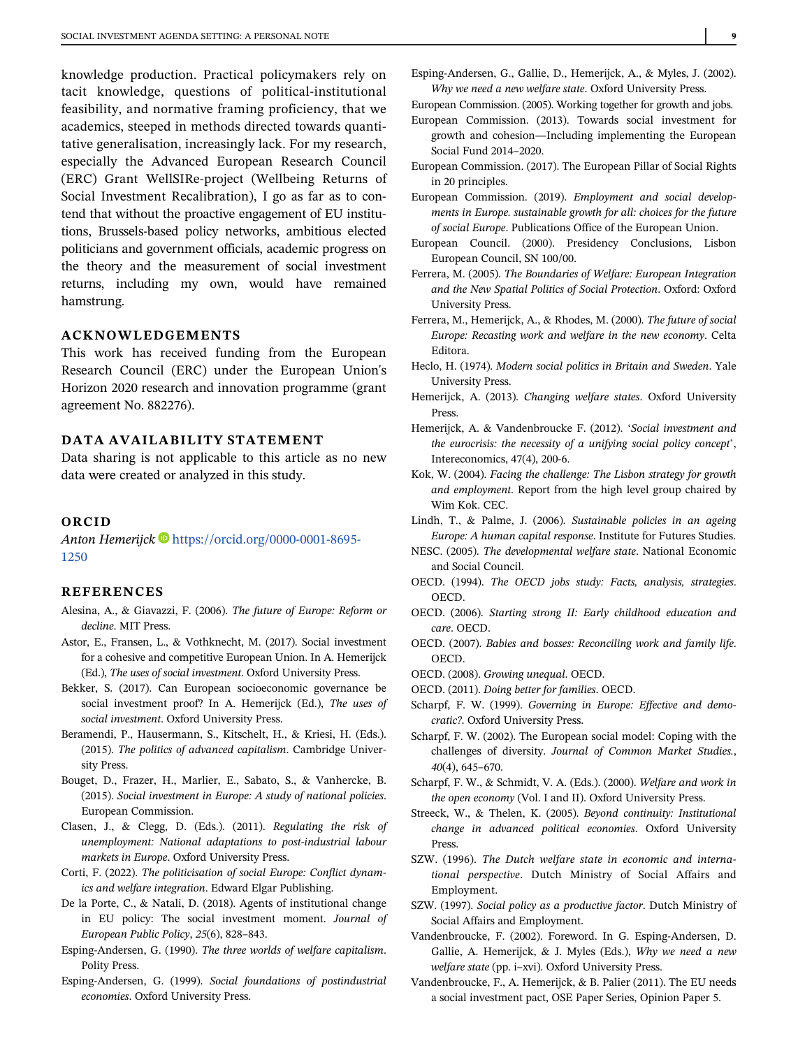knowledge production. Practical policymakers rely on tacit knowledge, questions of political-institutional feasibility, and normative framing proficiency, that we academics, steeped in methods directed towards quantitative generalisation, increasingly lack. For my research, especially the Advanced European Research Council (ERC) Grant WellSIRe-project (Wellbeing Returns of Social Investment Recalibration), I go as far as to contend that without the proactive engagement of EU institutions, Brussels-based policy networks, ambitious elected politicians and government officials, academic progress on the theory and the measurement of social investment returns, including my own, would have remained hamstrung.

## ACKNOWLEDGEMENTS

This work has received funding from the European Research Council (ERC) under the European Union's Horizon 2020 research and innovation programme (grant agreement No. 882276).

## DATA AVAILABILITY STATEMENT

Data sharing is not applicable to this article as no new data were created or analyzed in this study.

## ORCID

*Anton Hemerijck* https://orcid.org/0000-0001-8695-1250

## REFERENCES

Alesina, A., & Giavazzi, F. (2006). *The future of Europe: Reform or decline*. MIT Press.

Astor, E., Fransen, L., & Vothknecht, M. (2017). Social investment for a cohesive and competitive European Union. In A. Hemerijck (Ed.), *The uses of social investment*. Oxford University Press.

Bekker, S. (2017). Can European socioeconomic governance be social investment proof? In A. Hemerijck (Ed.), *The uses of social investment*. Oxford University Press.

Beramendi, P., Hausermann, S., Kitschelt, H., & Kriesi, H. (Eds.). (2015). *The politics of advanced capitalism*. Cambridge University Press.

Bouget, D., Frazer, H., Marlier, E., Sabato, S., & Vanhercke, B. (2015). *Social investment in Europe: A study of national policies*. European Commission.

Clasen, J., & Clegg, D. (Eds.). (2011). *Regulating the risk of unemployment: National adaptations to post-industrial labour markets in Europe*. Oxford University Press.

Corti, F. (2022). *The politicisation of social Europe: Conflict dynamics and welfare integration*. Edward Elgar Publishing.

De la Porte, C., & Natali, D. (2018). Agents of institutional change in EU policy: The social investment moment. *Journal of European Public Policy*, *25*(6), 828–843.

Esping-Andersen, G. (1990). *The three worlds of welfare capitalism*. Polity Press.

Esping-Andersen, G. (1999). *Social foundations of postindustrial economies*. Oxford University Press.

Esping-Andersen, G., Gallie, D., Hemerijck, A., & Myles, J. (2002). *Why we need a new welfare state*. Oxford University Press.

European Commission. (2005). Working together for growth and jobs.

European Commission. (2013). Towards social investment for growth and cohesion—Including implementing the European Social Fund 2014–2020.

European Commission. (2017). The European Pillar of Social Rights in 20 principles.

European Commission. (2019). *Employment and social developments in Europe. sustainable growth for all: choices for the future of social Europe*. Publications Office of the European Union.

European Council. (2000). Presidency Conclusions, Lisbon European Council, SN 100/00.

Ferrera, M. (2005). *The Boundaries of Welfare: European Integration and the New Spatial Politics of Social Protection*. Oxford: Oxford University Press.

Ferrera, M., Hemerijck, A., & Rhodes, M. (2000). *The future of social Europe: Recasting work and welfare in the new economy*. Celta Editora.

Heclo, H. (1974). *Modern social politics in Britain and Sweden*. Yale University Press.

Hemerijck, A. (2013). *Changing welfare states*. Oxford University Press.

Hemerijck, A. & Vandenbroucke F. (2012). '*Social investment and the eurocrisis: the necessity of a unifying social policy concept*', Intereconomics, 47(4), 200-6.

Kok, W. (2004). *Facing the challenge: The Lisbon strategy for growth and employment*. Report from the high level group chaired by Wim Kok. CEC.

Lindh, T., & Palme, J. (2006). *Sustainable policies in an ageing Europe: A human capital response*. Institute for Futures Studies.

NESC. (2005). *The developmental welfare state*. National Economic and Social Council.

OECD. (1994). *The OECD jobs study: Facts, analysis, strategies*. OECD.

OECD. (2006). *Starting strong II: Early childhood education and care*. OECD.

OECD. (2007). *Babies and bosses: Reconciling work and family life*. OECD.

OECD. (2008). *Growing unequal*. OECD.

OECD. (2011). *Doing better for families*. OECD.

Scharpf, F. W. (1999). *Governing in Europe: Effective and democratic?*. Oxford University Press.

Scharpf, F. W. (2002). The European social model: Coping with the challenges of diversity. *Journal of Common Market Studies.*, *40*(4), 645–670.

Scharpf, F. W., & Schmidt, V. A. (Eds.). (2000). *Welfare and work in the open economy* (Vol. I and II). Oxford University Press.

Streeck, W., & Thelen, K. (2005). *Beyond continuity: Institutional change in advanced political economies*. Oxford University Press.

SZW. (1996). *The Dutch welfare state in economic and international perspective*. Dutch Ministry of Social Affairs and Employment.

SZW. (1997). *Social policy as a productive factor*. Dutch Ministry of Social Affairs and Employment.

Vandenbroucke, F. (2002). Foreword. In G. Esping-Andersen, D. Gallie, A. Hemerijck, & J. Myles (Eds.), *Why we need a new welfare state* (pp. i–xvi). Oxford University Press.

Vandenbroucke, F., A. Hemerijck, & B. Palier (2011). The EU needs a social investment pact, OSE Paper Series, Opinion Paper 5.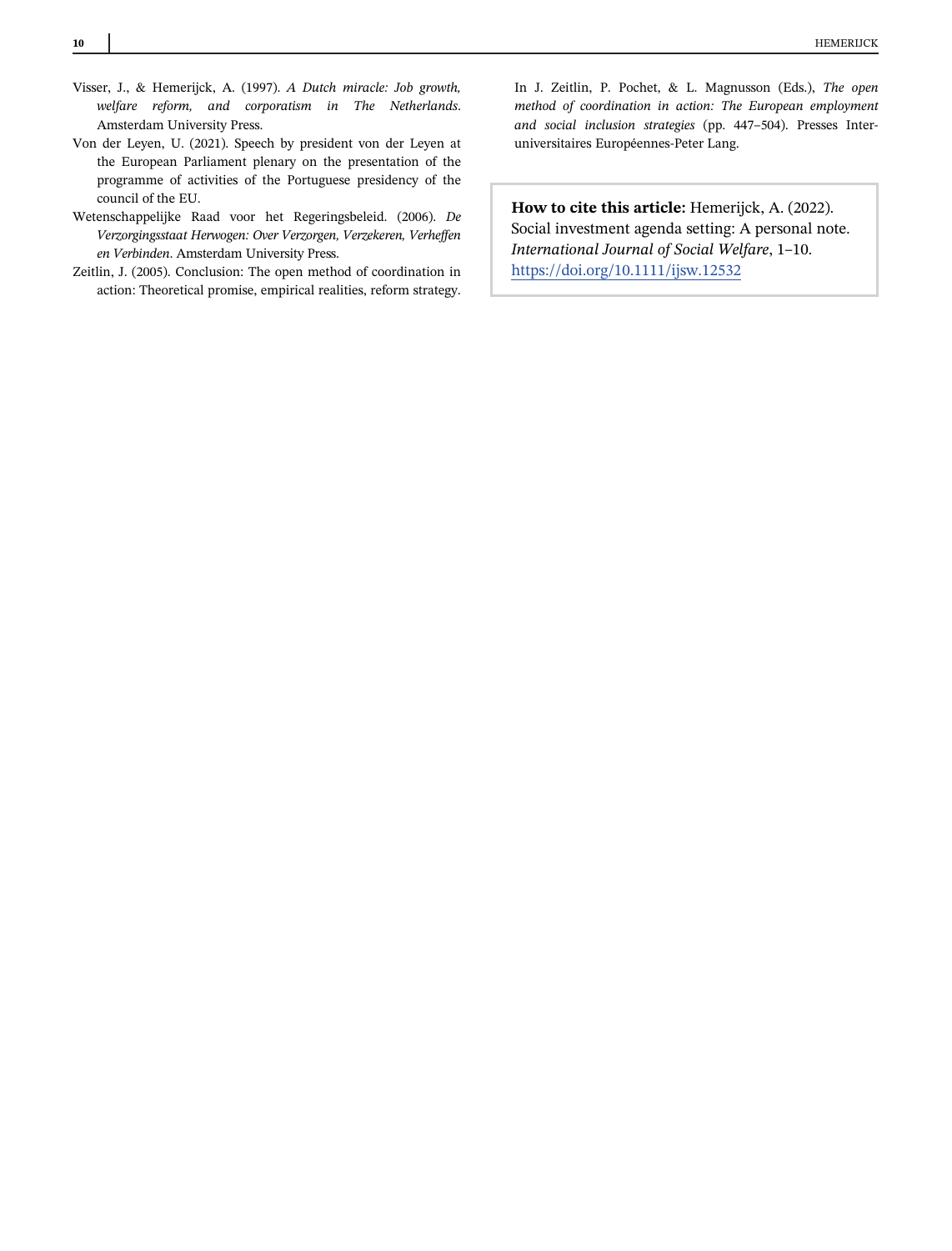Visser, J., & Hemerijck, A. (1997). *A Dutch miracle: Job growth, welfare reform, and corporatism in The Netherlands*. Amsterdam University Press.

Von der Leyen, U. (2021). Speech by president von der Leyen at the European Parliament plenary on the presentation of the programme of activities of the Portuguese presidency of the council of the EU.

Wetenschappelijke Raad voor het Regeringsbeleid. (2006). *De Verzorgingsstaat Herwogen: Over Verzorgen, Verzekeren, Verheffen en Verbinden*. Amsterdam University Press.

Zeitlin, J. (2005). Conclusion: The open method of coordination in action: Theoretical promise, empirical realities, reform strategy. In J. Zeitlin, P. Pochet, & L. Magnusson (Eds.), *The open method of coordination in action: The European employment and social inclusion strategies* (pp. 447–504). Presses Interuniversitaires Européennes-Peter Lang.

**How to cite this article:** Hemerijck, A. (2022). Social investment agenda setting: A personal note. *International Journal of Social Welfare*, 1–10. https://doi.org/10.1111/ijsw.12532